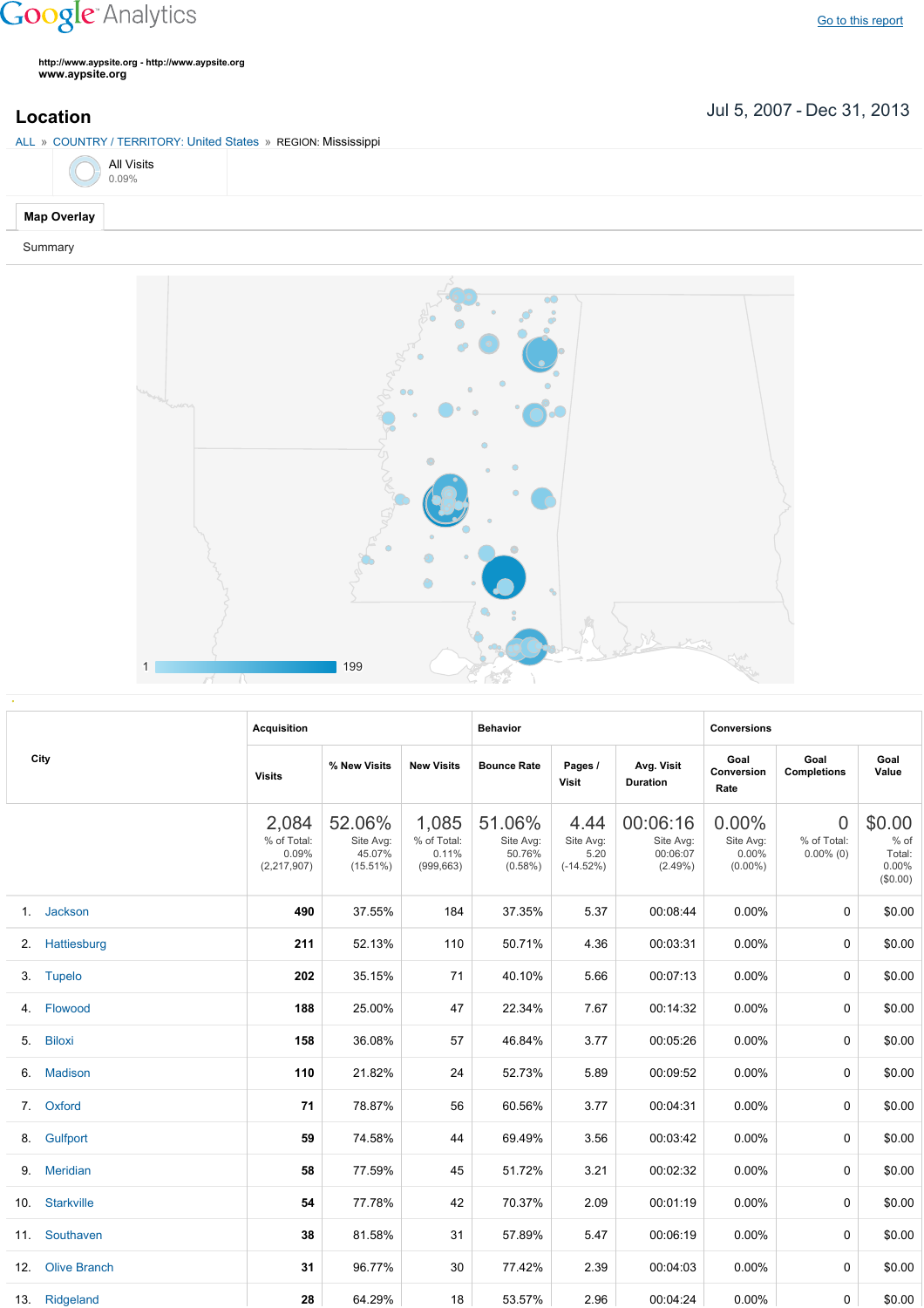Google Analytics

Go to this report

http://www.aypsite.org - http://www.aypsite.org
www.aypsite.org

# Location

Jul 5, 2007 - Dec 31, 2013

ALL » COUNTRY / TERRITORY: United States » REGION: Mississippi

All Visits
0.09%

Map Overlay

Summary

1 199

| City | Acquisition | | | Behavior | | | Conversions | | |
|---|---|---|---|---|---|---|---|---|---|
| | Visits | % New Visits | New Visits | Bounce Rate | Pages / Visit | Avg. Visit Duration | Goal Conversion Rate | Goal Completions | Goal Value |
| | 2,084 % of Total: 0.09% (2,217,907) | 52.06% Site Avg: 45.07% (15.51%) | 1,085 % of Total: 0.11% (999,663) | 51.06% Site Avg: 50.76% (0.58%) | 4.44 Site Avg: 5.20 (-14.52%) | 00:06:16 Site Avg: 00:06:07 (2.49%) | 0.00% Site Avg: 0.00% (0.00%) | 0 % of Total: 0.00% (0) | $0.00 % of Total: 0.00% ($0.00) |
| 1. Jackson | 490 | 37.55% | 184 | 37.35% | 5.37 | 00:08:44 | 0.00% | 0 | $0.00 |
| 2. Hattiesburg | 211 | 52.13% | 110 | 50.71% | 4.36 | 00:03:31 | 0.00% | 0 | $0.00 |
| 3. Tupelo | 202 | 35.15% | 71 | 40.10% | 5.66 | 00:07:13 | 0.00% | 0 | $0.00 |
| 4. Flowood | 188 | 25.00% | 47 | 22.34% | 7.67 | 00:14:32 | 0.00% | 0 | $0.00 |
| 5. Biloxi | 158 | 36.08% | 57 | 46.84% | 3.77 | 00:05:26 | 0.00% | 0 | $0.00 |
| 6. Madison | 110 | 21.82% | 24 | 52.73% | 5.89 | 00:09:52 | 0.00% | 0 | $0.00 |
| 7. Oxford | 71 | 78.87% | 56 | 60.56% | 3.77 | 00:04:31 | 0.00% | 0 | $0.00 |
| 8. Gulfport | 59 | 74.58% | 44 | 69.49% | 3.56 | 00:03:42 | 0.00% | 0 | $0.00 |
| 9. Meridian | 58 | 77.59% | 45 | 51.72% | 3.21 | 00:02:32 | 0.00% | 0 | $0.00 |
| 10. Starkville | 54 | 77.78% | 42 | 70.37% | 2.09 | 00:01:19 | 0.00% | 0 | $0.00 |
| 11. Southaven | 38 | 81.58% | 31 | 57.89% | 5.47 | 00:06:19 | 0.00% | 0 | $0.00 |
| 12. Olive Branch | 31 | 96.77% | 30 | 77.42% | 2.39 | 00:04:03 | 0.00% | 0 | $0.00 |
| 13. Ridgeland | 28 | 64.29% | 18 | 53.57% | 2.96 | 00:04:24 | 0.00% | 0 | $0.00 |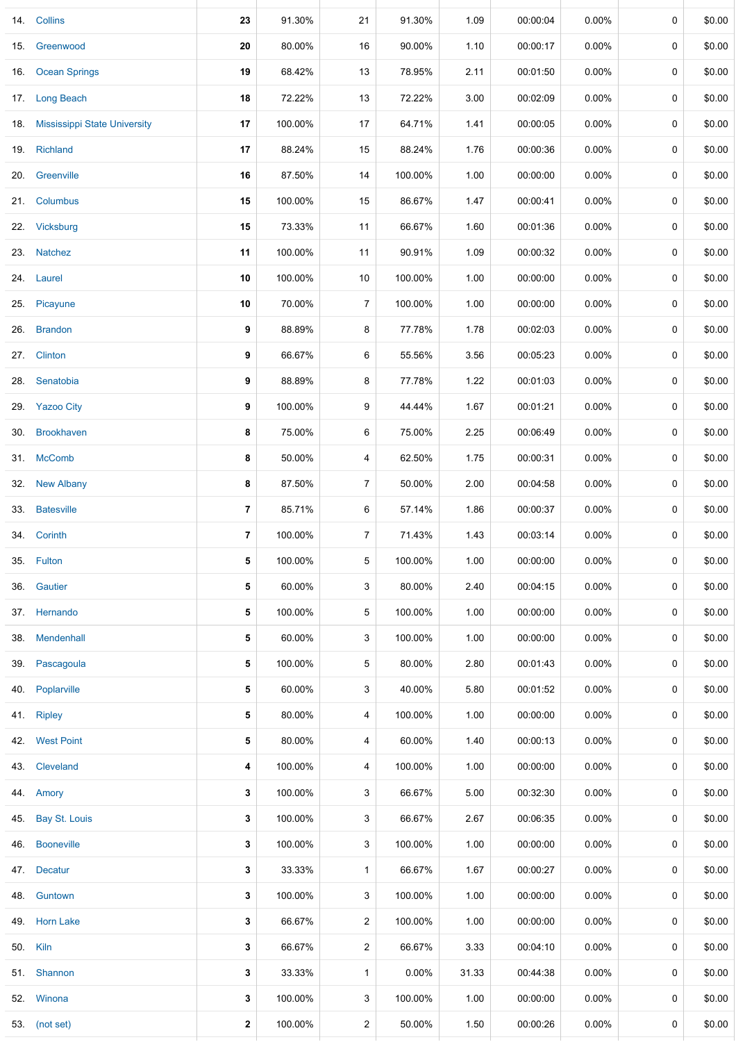| | | | | | | | | | |
|---|---|---|---|---|---|---|---|---|---|
| 14. | Collins | **23** | 91.30% | 21 | 91.30% | 1.09 | 00:00:04 | 0.00% | 0 | $0.00 |
| 15. | Greenwood | **20** | 80.00% | 16 | 90.00% | 1.10 | 00:00:17 | 0.00% | 0 | $0.00 |
| 16. | Ocean Springs | **19** | 68.42% | 13 | 78.95% | 2.11 | 00:01:50 | 0.00% | 0 | $0.00 |
| 17. | Long Beach | **18** | 72.22% | 13 | 72.22% | 3.00 | 00:02:09 | 0.00% | 0 | $0.00 |
| 18. | Mississippi State University | **17** | 100.00% | 17 | 64.71% | 1.41 | 00:00:05 | 0.00% | 0 | $0.00 |
| 19. | Richland | **17** | 88.24% | 15 | 88.24% | 1.76 | 00:00:36 | 0.00% | 0 | $0.00 |
| 20. | Greenville | **16** | 87.50% | 14 | 100.00% | 1.00 | 00:00:00 | 0.00% | 0 | $0.00 |
| 21. | Columbus | **15** | 100.00% | 15 | 86.67% | 1.47 | 00:00:41 | 0.00% | 0 | $0.00 |
| 22. | Vicksburg | **15** | 73.33% | 11 | 66.67% | 1.60 | 00:01:36 | 0.00% | 0 | $0.00 |
| 23. | Natchez | **11** | 100.00% | 11 | 90.91% | 1.09 | 00:00:32 | 0.00% | 0 | $0.00 |
| 24. | Laurel | **10** | 100.00% | 10 | 100.00% | 1.00 | 00:00:00 | 0.00% | 0 | $0.00 |
| 25. | Picayune | **10** | 70.00% | 7 | 100.00% | 1.00 | 00:00:00 | 0.00% | 0 | $0.00 |
| 26. | Brandon | **9** | 88.89% | 8 | 77.78% | 1.78 | 00:02:03 | 0.00% | 0 | $0.00 |
| 27. | Clinton | **9** | 66.67% | 6 | 55.56% | 3.56 | 00:05:23 | 0.00% | 0 | $0.00 |
| 28. | Senatobia | **9** | 88.89% | 8 | 77.78% | 1.22 | 00:01:03 | 0.00% | 0 | $0.00 |
| 29. | Yazoo City | **9** | 100.00% | 9 | 44.44% | 1.67 | 00:01:21 | 0.00% | 0 | $0.00 |
| 30. | Brookhaven | **8** | 75.00% | 6 | 75.00% | 2.25 | 00:06:49 | 0.00% | 0 | $0.00 |
| 31. | McComb | **8** | 50.00% | 4 | 62.50% | 1.75 | 00:00:31 | 0.00% | 0 | $0.00 |
| 32. | New Albany | **8** | 87.50% | 7 | 50.00% | 2.00 | 00:04:58 | 0.00% | 0 | $0.00 |
| 33. | Batesville | **7** | 85.71% | 6 | 57.14% | 1.86 | 00:00:37 | 0.00% | 0 | $0.00 |
| 34. | Corinth | **7** | 100.00% | 7 | 71.43% | 1.43 | 00:03:14 | 0.00% | 0 | $0.00 |
| 35. | Fulton | **5** | 100.00% | 5 | 100.00% | 1.00 | 00:00:00 | 0.00% | 0 | $0.00 |
| 36. | Gautier | **5** | 60.00% | 3 | 80.00% | 2.40 | 00:04:15 | 0.00% | 0 | $0.00 |
| 37. | Hernando | **5** | 100.00% | 5 | 100.00% | 1.00 | 00:00:00 | 0.00% | 0 | $0.00 |
| 38. | Mendenhall | **5** | 60.00% | 3 | 100.00% | 1.00 | 00:00:00 | 0.00% | 0 | $0.00 |
| 39. | Pascagoula | **5** | 100.00% | 5 | 80.00% | 2.80 | 00:01:43 | 0.00% | 0 | $0.00 |
| 40. | Poplarville | **5** | 60.00% | 3 | 40.00% | 5.80 | 00:01:52 | 0.00% | 0 | $0.00 |
| 41. | Ripley | **5** | 80.00% | 4 | 100.00% | 1.00 | 00:00:00 | 0.00% | 0 | $0.00 |
| 42. | West Point | **5** | 80.00% | 4 | 60.00% | 1.40 | 00:00:13 | 0.00% | 0 | $0.00 |
| 43. | Cleveland | **4** | 100.00% | 4 | 100.00% | 1.00 | 00:00:00 | 0.00% | 0 | $0.00 |
| 44. | Amory | **3** | 100.00% | 3 | 66.67% | 5.00 | 00:32:30 | 0.00% | 0 | $0.00 |
| 45. | Bay St. Louis | **3** | 100.00% | 3 | 66.67% | 2.67 | 00:06:35 | 0.00% | 0 | $0.00 |
| 46. | Booneville | **3** | 100.00% | 3 | 100.00% | 1.00 | 00:00:00 | 0.00% | 0 | $0.00 |
| 47. | Decatur | **3** | 33.33% | 1 | 66.67% | 1.67 | 00:00:27 | 0.00% | 0 | $0.00 |
| 48. | Guntown | **3** | 100.00% | 3 | 100.00% | 1.00 | 00:00:00 | 0.00% | 0 | $0.00 |
| 49. | Horn Lake | **3** | 66.67% | 2 | 100.00% | 1.00 | 00:00:00 | 0.00% | 0 | $0.00 |
| 50. | Kiln | **3** | 66.67% | 2 | 66.67% | 3.33 | 00:04:10 | 0.00% | 0 | $0.00 |
| 51. | Shannon | **3** | 33.33% | 1 | 0.00% | 31.33 | 00:44:38 | 0.00% | 0 | $0.00 |
| 52. | Winona | **3** | 100.00% | 3 | 100.00% | 1.00 | 00:00:00 | 0.00% | 0 | $0.00 |
| 53. | (not set) | **2** | 100.00% | 2 | 50.00% | 1.50 | 00:00:26 | 0.00% | 0 | $0.00 |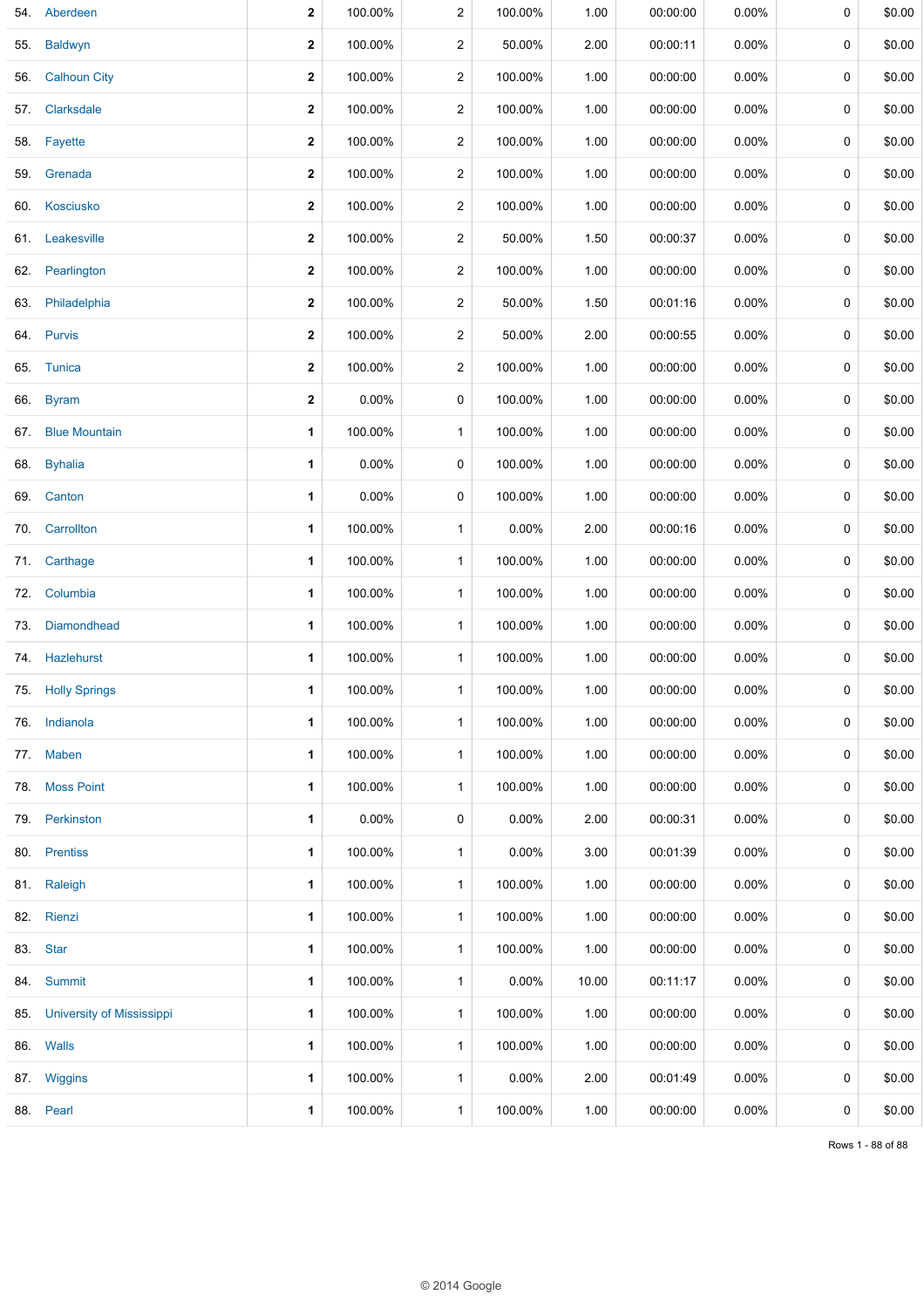| | | | | | | | | | |
|---|---|---|---|---|---|---|---|---|---|
| 54. Aberdeen | **2** | 100.00% | 2 | 100.00% | 1.00 | 00:00:00 | 0.00% | 0 | $0.00 |
| 55. Baldwyn | **2** | 100.00% | 2 | 50.00% | 2.00 | 00:00:11 | 0.00% | 0 | $0.00 |
| 56. Calhoun City | **2** | 100.00% | 2 | 100.00% | 1.00 | 00:00:00 | 0.00% | 0 | $0.00 |
| 57. Clarksdale | **2** | 100.00% | 2 | 100.00% | 1.00 | 00:00:00 | 0.00% | 0 | $0.00 |
| 58. Fayette | **2** | 100.00% | 2 | 100.00% | 1.00 | 00:00:00 | 0.00% | 0 | $0.00 |
| 59. Grenada | **2** | 100.00% | 2 | 100.00% | 1.00 | 00:00:00 | 0.00% | 0 | $0.00 |
| 60. Kosciusko | **2** | 100.00% | 2 | 100.00% | 1.00 | 00:00:00 | 0.00% | 0 | $0.00 |
| 61. Leakesville | **2** | 100.00% | 2 | 50.00% | 1.50 | 00:00:37 | 0.00% | 0 | $0.00 |
| 62. Pearlington | **2** | 100.00% | 2 | 100.00% | 1.00 | 00:00:00 | 0.00% | 0 | $0.00 |
| 63. Philadelphia | **2** | 100.00% | 2 | 50.00% | 1.50 | 00:01:16 | 0.00% | 0 | $0.00 |
| 64. Purvis | **2** | 100.00% | 2 | 50.00% | 2.00 | 00:00:55 | 0.00% | 0 | $0.00 |
| 65. Tunica | **2** | 100.00% | 2 | 100.00% | 1.00 | 00:00:00 | 0.00% | 0 | $0.00 |
| 66. Byram | **2** | 0.00% | 0 | 100.00% | 1.00 | 00:00:00 | 0.00% | 0 | $0.00 |
| 67. Blue Mountain | **1** | 100.00% | 1 | 100.00% | 1.00 | 00:00:00 | 0.00% | 0 | $0.00 |
| 68. Byhalia | **1** | 0.00% | 0 | 100.00% | 1.00 | 00:00:00 | 0.00% | 0 | $0.00 |
| 69. Canton | **1** | 0.00% | 0 | 100.00% | 1.00 | 00:00:00 | 0.00% | 0 | $0.00 |
| 70. Carrollton | **1** | 100.00% | 1 | 0.00% | 2.00 | 00:00:16 | 0.00% | 0 | $0.00 |
| 71. Carthage | **1** | 100.00% | 1 | 100.00% | 1.00 | 00:00:00 | 0.00% | 0 | $0.00 |
| 72. Columbia | **1** | 100.00% | 1 | 100.00% | 1.00 | 00:00:00 | 0.00% | 0 | $0.00 |
| 73. Diamondhead | **1** | 100.00% | 1 | 100.00% | 1.00 | 00:00:00 | 0.00% | 0 | $0.00 |
| 74. Hazlehurst | **1** | 100.00% | 1 | 100.00% | 1.00 | 00:00:00 | 0.00% | 0 | $0.00 |
| 75. Holly Springs | **1** | 100.00% | 1 | 100.00% | 1.00 | 00:00:00 | 0.00% | 0 | $0.00 |
| 76. Indianola | **1** | 100.00% | 1 | 100.00% | 1.00 | 00:00:00 | 0.00% | 0 | $0.00 |
| 77. Maben | **1** | 100.00% | 1 | 100.00% | 1.00 | 00:00:00 | 0.00% | 0 | $0.00 |
| 78. Moss Point | **1** | 100.00% | 1 | 100.00% | 1.00 | 00:00:00 | 0.00% | 0 | $0.00 |
| 79. Perkinston | **1** | 0.00% | 0 | 0.00% | 2.00 | 00:00:31 | 0.00% | 0 | $0.00 |
| 80. Prentiss | **1** | 100.00% | 1 | 0.00% | 3.00 | 00:01:39 | 0.00% | 0 | $0.00 |
| 81. Raleigh | **1** | 100.00% | 1 | 100.00% | 1.00 | 00:00:00 | 0.00% | 0 | $0.00 |
| 82. Rienzi | **1** | 100.00% | 1 | 100.00% | 1.00 | 00:00:00 | 0.00% | 0 | $0.00 |
| 83. Star | **1** | 100.00% | 1 | 100.00% | 1.00 | 00:00:00 | 0.00% | 0 | $0.00 |
| 84. Summit | **1** | 100.00% | 1 | 0.00% | 10.00 | 00:11:17 | 0.00% | 0 | $0.00 |
| 85. University of Mississippi | **1** | 100.00% | 1 | 100.00% | 1.00 | 00:00:00 | 0.00% | 0 | $0.00 |
| 86. Walls | **1** | 100.00% | 1 | 100.00% | 1.00 | 00:00:00 | 0.00% | 0 | $0.00 |
| 87. Wiggins | **1** | 100.00% | 1 | 0.00% | 2.00 | 00:01:49 | 0.00% | 0 | $0.00 |
| 88. Pearl | **1** | 100.00% | 1 | 100.00% | 1.00 | 00:00:00 | 0.00% | 0 | $0.00 |

Rows 1 - 88 of 88

© 2014 Google